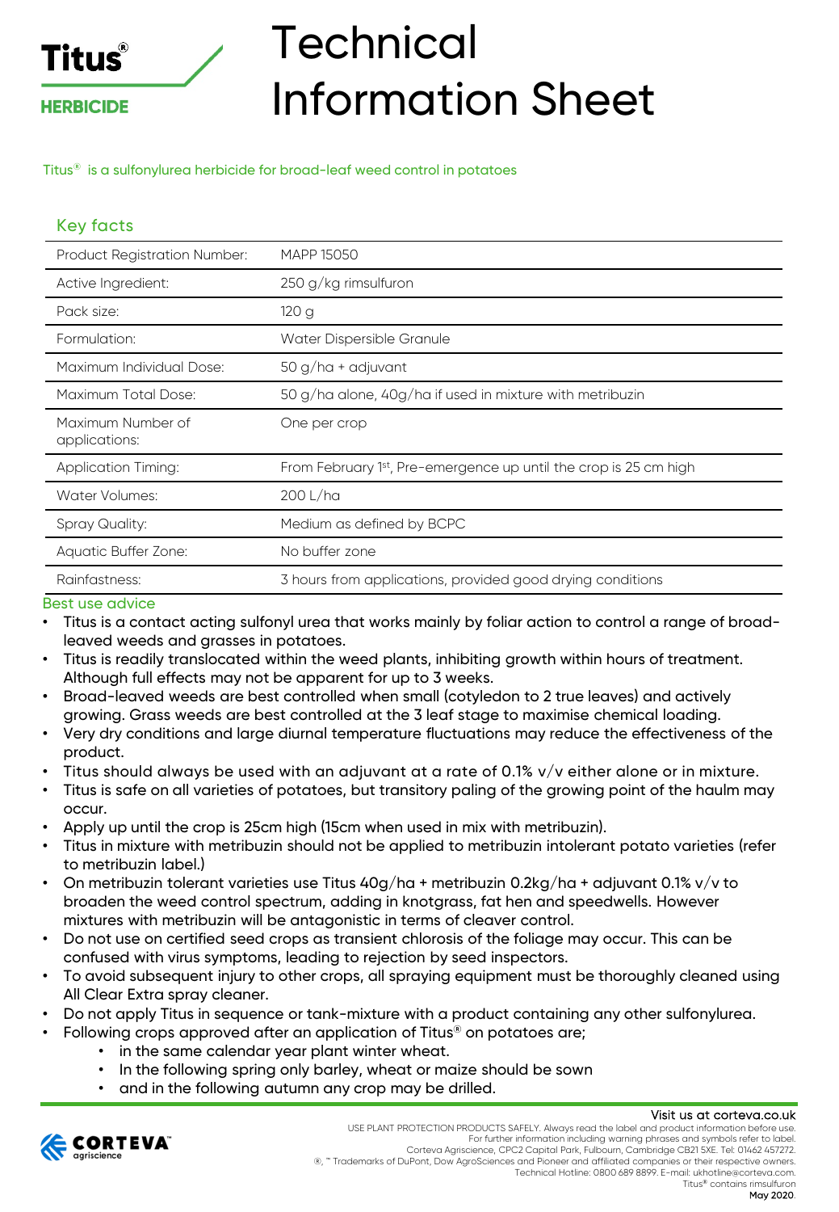# Titus® HERBICIDE

# Technical Information Sheet

Titus® is a sulfonylurea herbicide for broad-leaf weed control in potatoes

## Key facts

| | |
|---|---|
| Product Registration Number: | MAPP 15050 |
| Active Ingredient: | 250 g/kg rimsulfuron |
| Pack size: | 120 g |
| Formulation: | Water Dispersible Granule |
| Maximum Individual Dose: | 50 g/ha + adjuvant |
| Maximum Total Dose: | 50 g/ha alone, 40g/ha if used in mixture with metribuzin |
| Maximum Number of applications: | One per crop |
| Application Timing: | From February 1st, Pre-emergence up until the crop is 25 cm high |
| Water Volumes: | 200 L/ha |
| Spray Quality: | Medium as defined by BCPC |
| Aquatic Buffer Zone: | No buffer zone |
| Rainfastness: | 3 hours from applications, provided good drying conditions |

## Best use advice

- Titus is a contact acting sulfonyl urea that works mainly by foliar action to control a range of broad-leaved weeds and grasses in potatoes.
- Titus is readily translocated within the weed plants, inhibiting growth within hours of treatment. Although full effects may not be apparent for up to 3 weeks.
- Broad-leaved weeds are best controlled when small (cotyledon to 2 true leaves) and actively growing. Grass weeds are best controlled at the 3 leaf stage to maximise chemical loading.
- Very dry conditions and large diurnal temperature fluctuations may reduce the effectiveness of the product.
- Titus should always be used with an adjuvant at a rate of 0.1% v/v either alone or in mixture.
- Titus is safe on all varieties of potatoes, but transitory paling of the growing point of the haulm may occur.
- Apply up until the crop is 25cm high (15cm when used in mix with metribuzin).
- Titus in mixture with metribuzin should not be applied to metribuzin intolerant potato varieties (refer to metribuzin label.)
- On metribuzin tolerant varieties use Titus 40g/ha + metribuzin 0.2kg/ha + adjuvant 0.1% v/v to broaden the weed control spectrum, adding in knotgrass, fat hen and speedwells. However mixtures with metribuzin will be antagonistic in terms of cleaver control.
- Do not use on certified seed crops as transient chlorosis of the foliage may occur. This can be confused with virus symptoms, leading to rejection by seed inspectors.
- To avoid subsequent injury to other crops, all spraying equipment must be thoroughly cleaned using All Clear Extra spray cleaner.
- Do not apply Titus in sequence or tank-mixture with a product containing any other sulfonylurea.
- Following crops approved after an application of Titus® on potatoes are;
  - in the same calendar year plant winter wheat.
  - In the following spring only barley, wheat or maize should be sown
  - and in the following autumn any crop may be drilled.

Visit us at corteva.co.uk

CORTEVA agriscience

USE PLANT PROTECTION PRODUCTS SAFELY. Always read the label and product information before use.
For further information including warning phrases and symbols refer to label.
Corteva Agriscience, CPC2 Capital Park, Fulbourn, Cambridge CB21 5XE. Tel: 01462 457272.
®, ™ Trademarks of DuPont, Dow AgroSciences and Pioneer and affiliated companies or their respective owners.
Technical Hotline: 0800 689 8899. E-mail: ukhotline@corteva.com.
Titus® contains rimsulfuron
**May 2020.**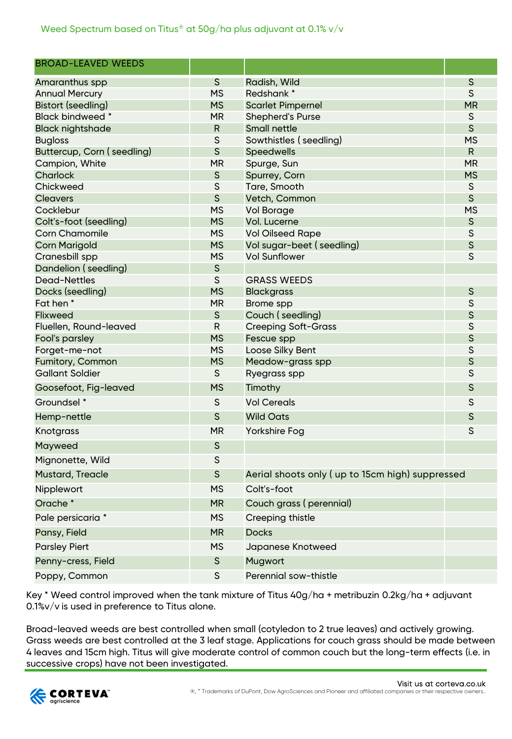Weed Spectrum based on Titus® at 50g/ha plus adjuvant at 0.1% v/v

| BROAD-LEAVED WEEDS | | | |
|---|---|---|---|
| Amaranthus spp | S | Radish, Wild | S |
| Annual Mercury | MS | Redshank * | S |
| Bistort (seedling) | MS | Scarlet Pimpernel | MR |
| Black bindweed * | MR | Shepherd's Purse | S |
| Black nightshade | R | Small nettle | S |
| Bugloss | S | Sowthistles ( seedling) | MS |
| Buttercup, Corn ( seedling) | S | Speedwells | R |
| Campion, White | MR | Spurge, Sun | MR |
| Charlock | S | Spurrey, Corn | MS |
| Chickweed | S | Tare, Smooth | S |
| Cleavers | S | Vetch, Common | S |
| Cocklebur | MS | Vol Borage | MS |
| Colt's-foot (seedling) | MS | Vol. Lucerne | S |
| Corn Chamomile | MS | Vol Oilseed Rape | S |
| Corn Marigold | MS | Vol sugar-beet ( seedling) | S |
| Cranesbill spp | MS | Vol Sunflower | S |
| Dandelion ( seedling) | S | | |
| Dead-Nettles | S | GRASS WEEDS | |
| Docks (seedling) | MS | Blackgrass | S |
| Fat hen * | MR | Brome spp | S |
| Flixweed | S | Couch ( seedling) | S |
| Fluellen, Round-leaved | R | Creeping Soft-Grass | S |
| Fool's parsley | MS | Fescue spp | S |
| Forget-me-not | MS | Loose Silky Bent | S |
| Fumitory, Common | MS | Meadow-grass spp | S |
| Gallant Soldier | S | Ryegrass spp | S |
| Goosefoot, Fig-leaved | MS | Timothy | S |
| Groundsel * | S | Vol Cereals | S |
| Hemp-nettle | S | Wild Oats | S |
| Knotgrass | MR | Yorkshire Fog | S |
| Mayweed | S | | |
| Mignonette, Wild | S | | |
| Mustard, Treacle | S | Aerial shoots only ( up to 15cm high) suppressed | |
| Nipplewort | MS | Colt's-foot | |
| Orache * | MR | Couch grass ( perennial) | |
| Pale persicaria * | MS | Creeping thistle | |
| Pansy, Field | MR | Docks | |
| Parsley Piert | MS | Japanese Knotweed | |
| Penny-cress, Field | S | Mugwort | |
| Poppy, Common | S | Perennial sow-thistle | |

Key * Weed control improved when the tank mixture of Titus 40g/ha + metribuzin 0.2kg/ha + adjuvant 0.1%v/v is used in preference to Titus alone.

Broad-leaved weeds are best controlled when small (cotyledon to 2 true leaves) and actively growing. Grass weeds are best controlled at the 3 leaf stage. Applications for couch grass should be made between 4 leaves and 15cm high. Titus will give moderate control of common couch but the long-term effects (i.e. in successive crops) have not been investigated.

CORTEVA™ agriscience

Visit us at corteva.co.uk

®, ™ Trademarks of DuPont, Dow AgroSciences and Pioneer and affiliated companies or their respective owners.